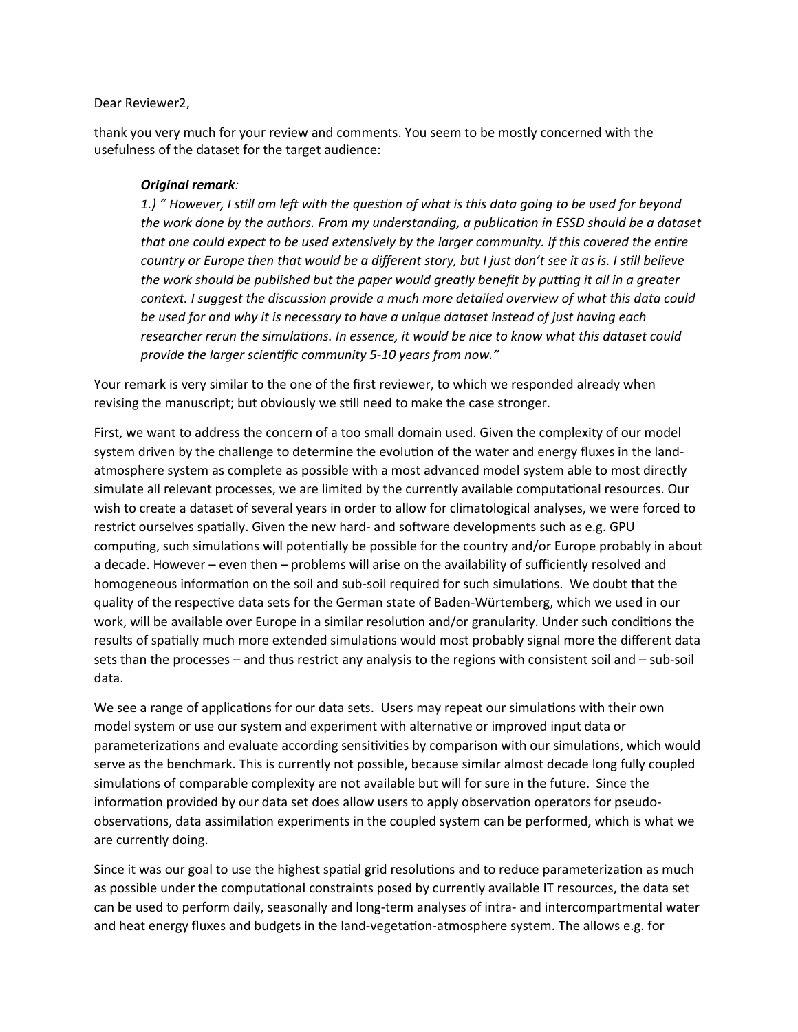Dear Reviewer2,

thank you very much for your review and comments. You seem to be mostly concerned with the usefulness of the dataset for the target audience:

> ***Original remark****:*
>
> *1.) " However, I still am left with the question of what is this data going to be used for beyond the work done by the authors. From my understanding, a publication in ESSD should be a dataset that one could expect to be used extensively by the larger community. If this covered the entire country or Europe then that would be a different story, but I just don't see it as is. I still believe the work should be published but the paper would greatly benefit by putting it all in a greater context. I suggest the discussion provide a much more detailed overview of what this data could be used for and why it is necessary to have a unique dataset instead of just having each researcher rerun the simulations. In essence, it would be nice to know what this dataset could provide the larger scientific community 5-10 years from now."*

Your remark is very similar to the one of the first reviewer, to which we responded already when revising the manuscript; but obviously we still need to make the case stronger.

First, we want to address the concern of a too small domain used. Given the complexity of our model system driven by the challenge to determine the evolution of the water and energy fluxes in the land-atmosphere system as complete as possible with a most advanced model system able to most directly simulate all relevant processes, we are limited by the currently available computational resources. Our wish to create a dataset of several years in order to allow for climatological analyses, we were forced to restrict ourselves spatially. Given the new hard- and software developments such as e.g. GPU computing, such simulations will potentially be possible for the country and/or Europe probably in about a decade. However – even then – problems will arise on the availability of sufficiently resolved and homogeneous information on the soil and sub-soil required for such simulations. We doubt that the quality of the respective data sets for the German state of Baden-Würtemberg, which we used in our work, will be available over Europe in a similar resolution and/or granularity. Under such conditions the results of spatially much more extended simulations would most probably signal more the different data sets than the processes – and thus restrict any analysis to the regions with consistent soil and – sub-soil data.

We see a range of applications for our data sets. Users may repeat our simulations with their own model system or use our system and experiment with alternative or improved input data or parameterizations and evaluate according sensitivities by comparison with our simulations, which would serve as the benchmark. This is currently not possible, because similar almost decade long fully coupled simulations of comparable complexity are not available but will for sure in the future. Since the information provided by our data set does allow users to apply observation operators for pseudo-observations, data assimilation experiments in the coupled system can be performed, which is what we are currently doing.

Since it was our goal to use the highest spatial grid resolutions and to reduce parameterization as much as possible under the computational constraints posed by currently available IT resources, the data set can be used to perform daily, seasonally and long-term analyses of intra- and intercompartmental water and heat energy fluxes and budgets in the land-vegetation-atmosphere system. The allows e.g. for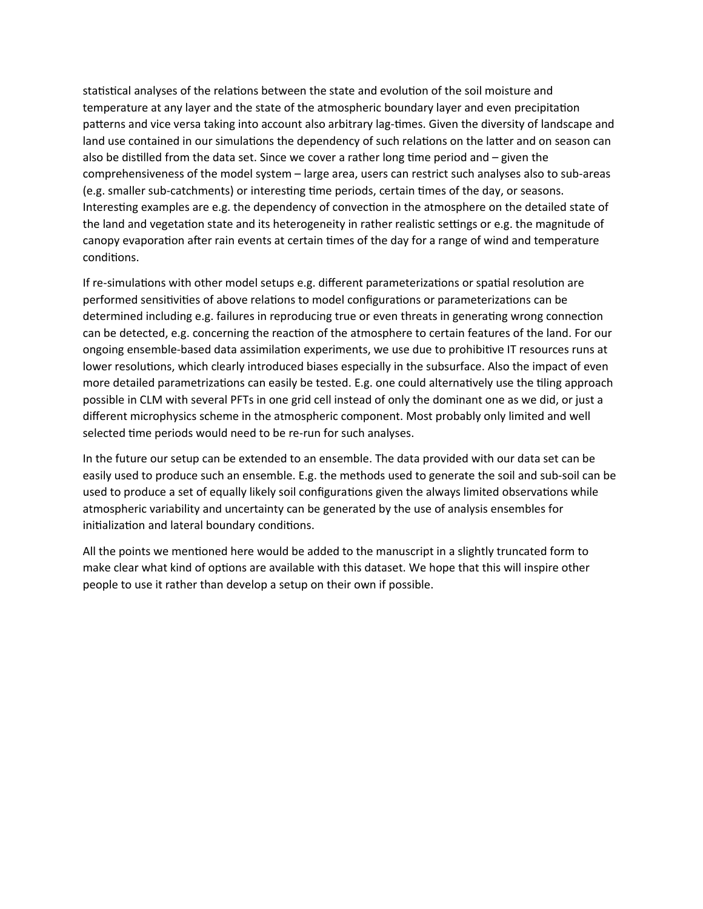statistical analyses of the relations between the state and evolution of the soil moisture and temperature at any layer and the state of the atmospheric boundary layer and even precipitation patterns and vice versa taking into account also arbitrary lag-times. Given the diversity of landscape and land use contained in our simulations the dependency of such relations on the latter and on season can also be distilled from the data set. Since we cover a rather long time period and – given the comprehensiveness of the model system – large area, users can restrict such analyses also to sub-areas (e.g. smaller sub-catchments) or interesting time periods, certain times of the day, or seasons. Interesting examples are e.g. the dependency of convection in the atmosphere on the detailed state of the land and vegetation state and its heterogeneity in rather realistic settings or e.g. the magnitude of canopy evaporation after rain events at certain times of the day for a range of wind and temperature conditions.

If re-simulations with other model setups e.g. different parameterizations or spatial resolution are performed sensitivities of above relations to model configurations or parameterizations can be determined including e.g. failures in reproducing true or even threats in generating wrong connection can be detected, e.g. concerning the reaction of the atmosphere to certain features of the land. For our ongoing ensemble-based data assimilation experiments, we use due to prohibitive IT resources runs at lower resolutions, which clearly introduced biases especially in the subsurface. Also the impact of even more detailed parametrizations can easily be tested. E.g. one could alternatively use the tiling approach possible in CLM with several PFTs in one grid cell instead of only the dominant one as we did, or just a different microphysics scheme in the atmospheric component. Most probably only limited and well selected time periods would need to be re-run for such analyses.

In the future our setup can be extended to an ensemble. The data provided with our data set can be easily used to produce such an ensemble. E.g. the methods used to generate the soil and sub-soil can be used to produce a set of equally likely soil configurations given the always limited observations while atmospheric variability and uncertainty can be generated by the use of analysis ensembles for initialization and lateral boundary conditions.

All the points we mentioned here would be added to the manuscript in a slightly truncated form to make clear what kind of options are available with this dataset. We hope that this will inspire other people to use it rather than develop a setup on their own if possible.